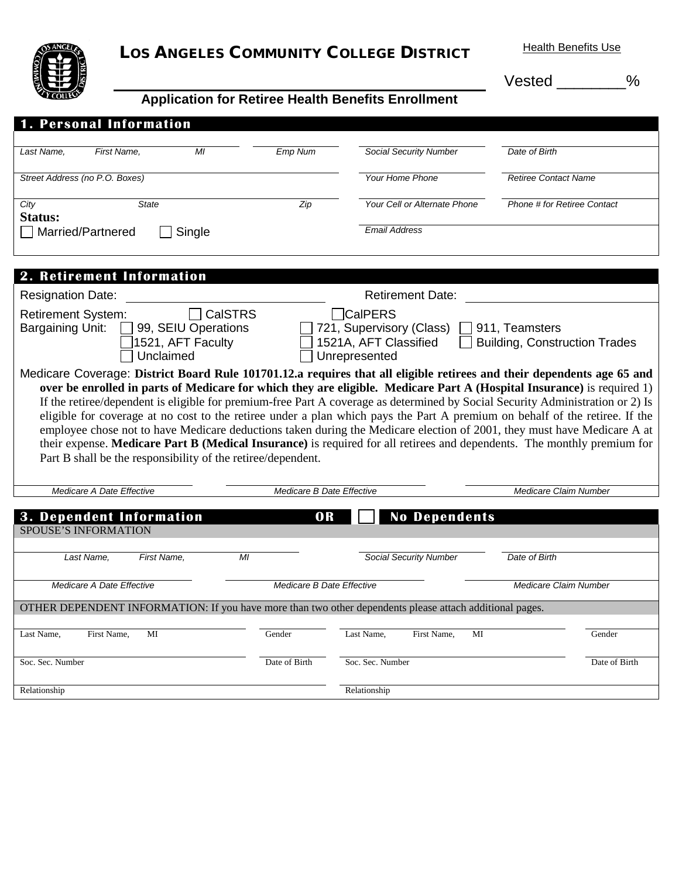# LOS ANGELES COMMUNITY COLLEGE DISTRICT

Health Benefits Use

Vested ________%

## Application for Retiree Health Benefits Enrollment

### 1. Personal Information

| Last Name, First Name, MI | Emp Num | Social Security Number | Date of Birth |
|---|---|---|---|
| Street Address (no P.O. Boxes) | | Your Home Phone | Retiree Contact Name |
| City State | Zip | Your Cell or Alternate Phone | Phone # for Retiree Contact |
| | | Email Address | |

**Status:**

☐ Married/Partnered ☐ Single

### 2. Retirement Information

Resignation Date: ____________________ Retirement Date: ____________________

Retirement System: ☐ CalSTRS ☐ CalPERS

Bargaining Unit:
- ☐ 99, SEIU Operations
- ☐ 721, Supervisory (Class)
- ☐ 911, Teamsters
- ☐ 1521, AFT Faculty
- ☐ 1521A, AFT Classified
- ☐ Building, Construction Trades
- ☐ Unclaimed
- ☐ Unrepresented

Medicare Coverage: **District Board Rule 101701.12.a requires that all eligible retirees and their dependents age 65 and over be enrolled in parts of Medicare for which they are eligible. Medicare Part A (Hospital Insurance)** is required 1) If the retiree/dependent is eligible for premium-free Part A coverage as determined by Social Security Administration or 2) Is eligible for coverage at no cost to the retiree under a plan which pays the Part A premium on behalf of the retiree. If the employee chose not to have Medicare deductions taken during the Medicare election of 2001, they must have Medicare A at their expense. **Medicare Part B (Medical Insurance)** is required for all retirees and dependents. The monthly premium for Part B shall be the responsibility of the retiree/dependent.

| Medicare A Date Effective | Medicare B Date Effective | Medicare Claim Number |
|---|---|---|

### 3. Dependent Information OR ☐ No Dependents

SPOUSE'S INFORMATION

| Last Name, First Name, MI | Social Security Number | Date of Birth |
|---|---|---|
| Medicare A Date Effective | Medicare B Date Effective | Medicare Claim Number |

OTHER DEPENDENT INFORMATION: If you have more than two other dependents please attach additional pages.

| Last Name, First Name, MI | Gender | Last Name, First Name, MI | Gender |
|---|---|---|---|
| Soc. Sec. Number | Date of Birth | Soc. Sec. Number | Date of Birth |
| Relationship | | Relationship | |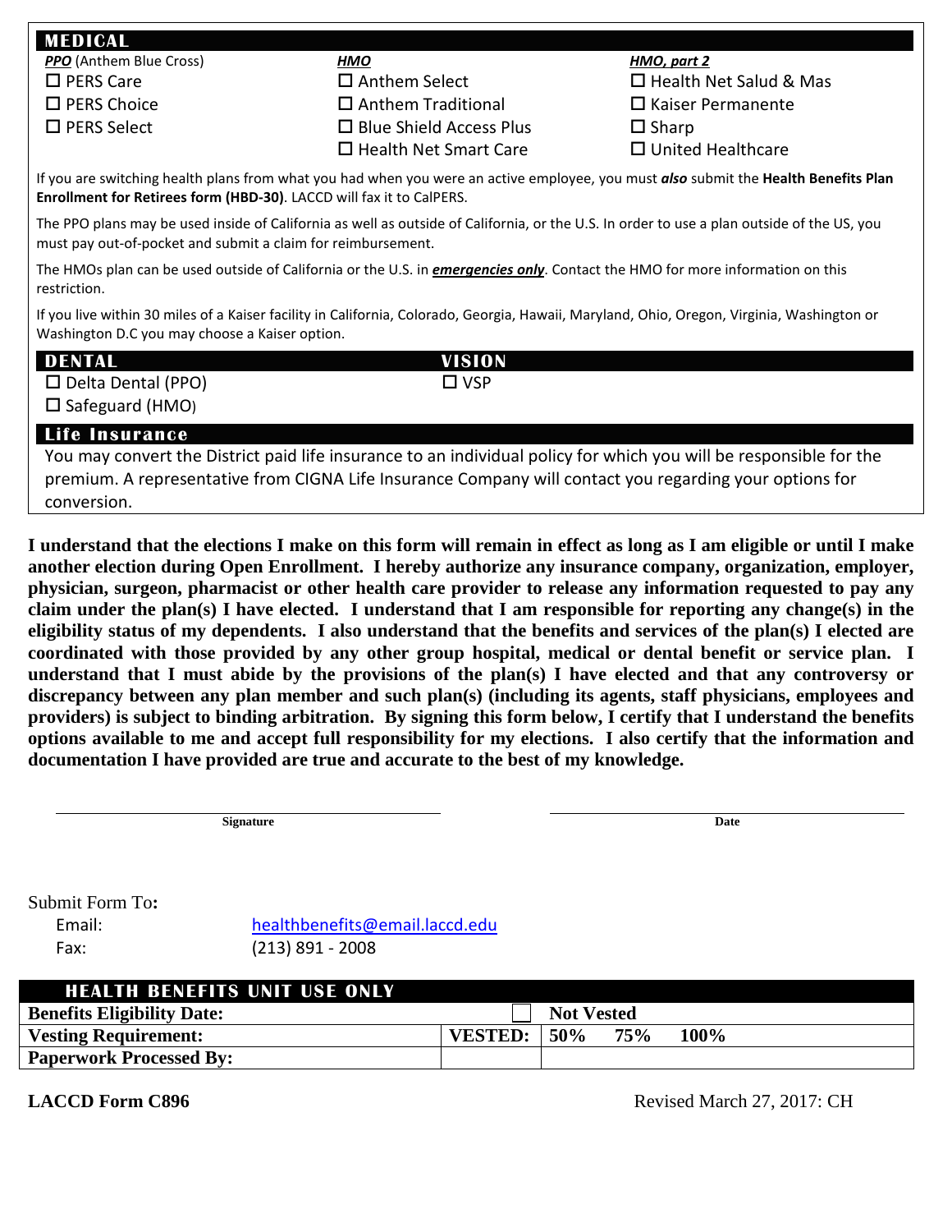## MEDICAL

| ***PPO*** (Anthem Blue Cross) | ***HMO*** | ***HMO, part 2*** |
| --- | --- | --- |
| ☐ PERS Care | ☐ Anthem Select | ☐ Health Net Salud & Mas |
| ☐ PERS Choice | ☐ Anthem Traditional | ☐ Kaiser Permanente |
| ☐ PERS Select | ☐ Blue Shield Access Plus | ☐ Sharp |
| | ☐ Health Net Smart Care | ☐ United Healthcare |

If you are switching health plans from what you had when you were an active employee, you must ***also*** submit the **Health Benefits Plan Enrollment for Retirees form (HBD-30)**. LACCD will fax it to CalPERS.

The PPO plans may be used inside of California as well as outside of California, or the U.S. In order to use a plan outside of the US, you must pay out-of-pocket and submit a claim for reimbursement.

The HMOs plan can be used outside of California or the U.S. in ***emergencies only***. Contact the HMO for more information on this restriction.

If you live within 30 miles of a Kaiser facility in California, Colorado, Georgia, Hawaii, Maryland, Ohio, Oregon, Virginia, Washington or Washington D.C you may choose a Kaiser option.

## DENTAL

☐ Delta Dental (PPO)

☐ Safeguard (HMO)

## VISION

☐ VSP

## Life Insurance

You may convert the District paid life insurance to an individual policy for which you will be responsible for the premium. A representative from CIGNA Life Insurance Company will contact you regarding your options for conversion.

**I understand that the elections I make on this form will remain in effect as long as I am eligible or until I make another election during Open Enrollment. I hereby authorize any insurance company, organization, employer, physician, surgeon, pharmacist or other health care provider to release any information requested to pay any claim under the plan(s) I have elected. I understand that I am responsible for reporting any change(s) in the eligibility status of my dependents. I also understand that the benefits and services of the plan(s) I elected are coordinated with those provided by any other group hospital, medical or dental benefit or service plan. I understand that I must abide by the provisions of the plan(s) I have elected and that any controversy or discrepancy between any plan member and such plan(s) (including its agents, staff physicians, employees and providers) is subject to binding arbitration. By signing this form below, I certify that I understand the benefits options available to me and accept full responsibility for my elections. I also certify that the information and documentation I have provided are true and accurate to the best of my knowledge.**

______________________________ **Signature**

______________________________ **Date**

Submit Form To**:**

Email: healthbenefits@email.laccd.edu

Fax: (213) 891 - 2008

## HEALTH BENEFITS UNIT USE ONLY

| | | |
| --- | --- | --- |
| **Benefits Eligibility Date:** | ☐ | **Not Vested** |
| **Vesting Requirement:** | **VESTED:** | **50% 75% 100%** |
| **Paperwork Processed By:** | | |

**LACCD Form C896** Revised March 27, 2017: CH